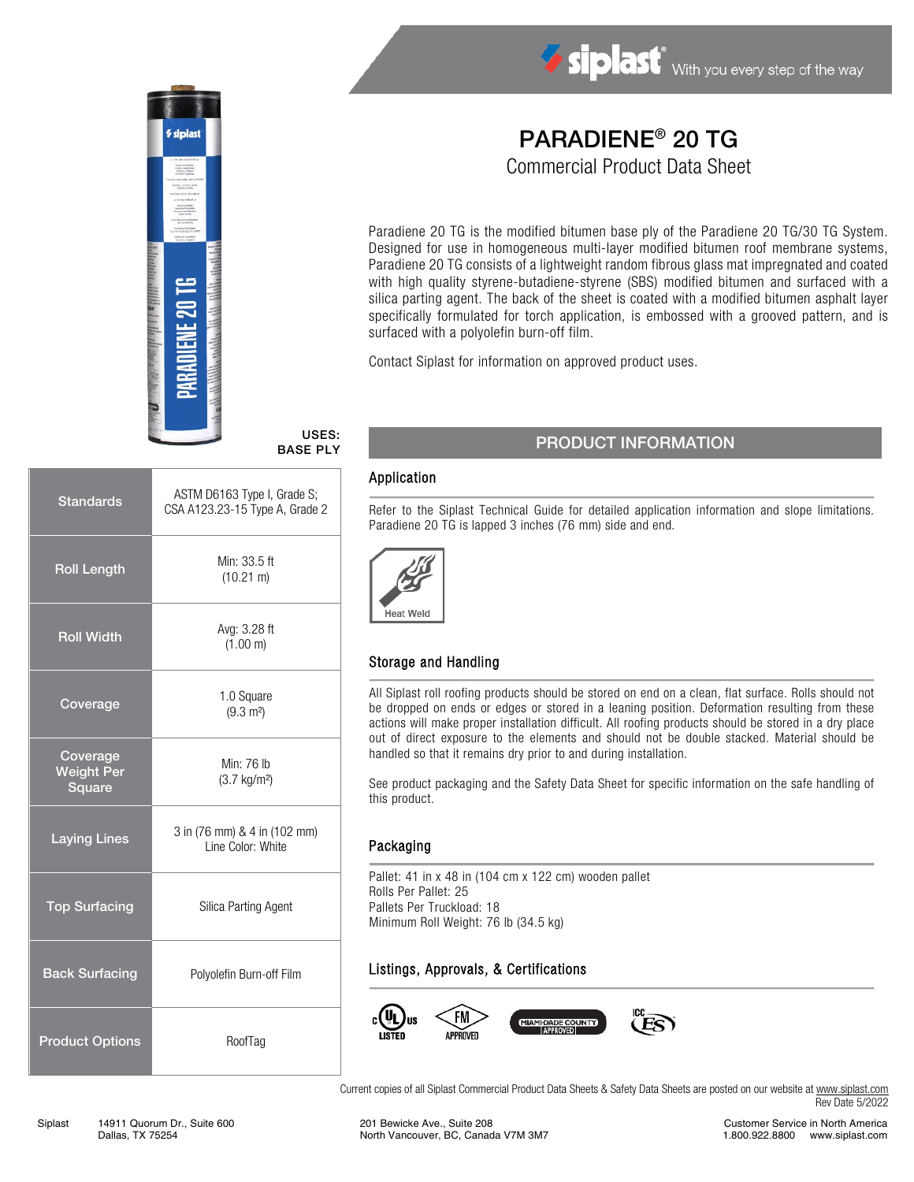# PARADIENE® 20 TG

## Commercial Product Data Sheet

Paradiene 20 TG is the modified bitumen base ply of the Paradiene 20 TG/30 TG System. Designed for use in homogeneous multi-layer modified bitumen roof membrane systems, Paradiene 20 TG consists of a lightweight random fibrous glass mat impregnated and coated with high quality styrene-butadiene-styrene (SBS) modified bitumen and surfaced with a silica parting agent. The back of the sheet is coated with a modified bitumen asphalt layer specifically formulated for torch application, is embossed with a grooved pattern, and is surfaced with a polyolefin burn-off film.

Contact Siplast for information on approved product uses.

**USES: BASE PLY**

| | |
|---|---|
| Standards | ASTM D6163 Type I, Grade S; CSA A123.23-15 Type A, Grade 2 |
| Roll Length | Min: 33.5 ft (10.21 m) |
| Roll Width | Avg: 3.28 ft (1.00 m) |
| Coverage | 1.0 Square ($9.3\ m^2$) |
| Coverage Weight Per Square | Min: 76 lb ($3.7\ kg/m^2$) |
| Laying Lines | 3 in (76 mm) & 4 in (102 mm) Line Color: White |
| Top Surfacing | Silica Parting Agent |
| Back Surfacing | Polyolefin Burn-off Film |
| Product Options | RoofTag |

## PRODUCT INFORMATION

### Application

Refer to the Siplast Technical Guide for detailed application information and slope limitations. Paradiene 20 TG is lapped 3 inches (76 mm) side and end.

Heat Weld

### Storage and Handling

All Siplast roll roofing products should be stored on end on a clean, flat surface. Rolls should not be dropped on ends or edges or stored in a leaning position. Deformation resulting from these actions will make proper installation difficult. All roofing products should be stored in a dry place out of direct exposure to the elements and should not be double stacked. Material should be handled so that it remains dry prior to and during installation.

See product packaging and the Safety Data Sheet for specific information on the safe handling of this product.

### Packaging

Pallet: 41 in x 48 in (104 cm x 122 cm) wooden pallet
Rolls Per Pallet: 25
Pallets Per Truckload: 18
Minimum Roll Weight: 76 lb (34.5 kg)

### Listings, Approvals, & Certifications

cULus LISTED · FM APPROVED · MIAMI-DADE COUNTY APPROVED · ICC ES

Current copies of all Siplast Commercial Product Data Sheets & Safety Data Sheets are posted on our website at www.siplast.com
Rev Date 5/2022

Siplast 14911 Quorum Dr., Suite 600 Dallas, TX 75254 | 201 Bewicke Ave., Suite 208 North Vancouver, BC, Canada V7M 3M7 | Customer Service in North America 1.800.922.8800 www.siplast.com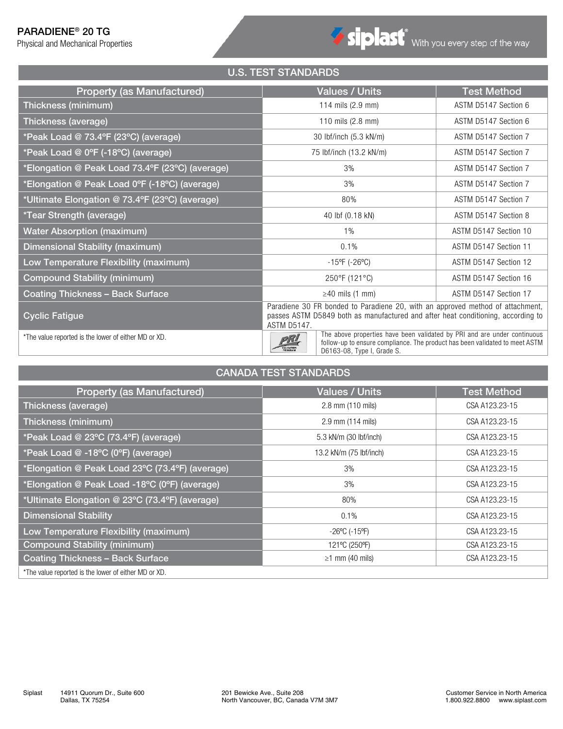# PARADIENE® 20 TG

Physical and Mechanical Properties

## U.S. TEST STANDARDS

| Property (as Manufactured) | Values / Units | Test Method |
|---|---|---|
| Thickness (minimum) | 114 mils (2.9 mm) | ASTM D5147 Section 6 |
| Thickness (average) | 110 mils (2.8 mm) | ASTM D5147 Section 6 |
| *Peak Load @ 73.4ºF (23ºC) (average) | 30 lbf/inch (5.3 kN/m) | ASTM D5147 Section 7 |
| *Peak Load @ 0ºF (-18ºC) (average) | 75 lbf/inch (13.2 kN/m) | ASTM D5147 Section 7 |
| *Elongation @ Peak Load 73.4ºF (23ºC) (average) | 3% | ASTM D5147 Section 7 |
| *Elongation @ Peak Load 0ºF (-18ºC) (average) | 3% | ASTM D5147 Section 7 |
| *Ultimate Elongation @ 73.4ºF (23ºC) (average) | 80% | ASTM D5147 Section 7 |
| *Tear Strength (average) | 40 lbf (0.18 kN) | ASTM D5147 Section 8 |
| Water Absorption (maximum) | 1% | ASTM D5147 Section 10 |
| Dimensional Stability (maximum) | 0.1% | ASTM D5147 Section 11 |
| Low Temperature Flexibility (maximum) | -15ºF (-26ºC) | ASTM D5147 Section 12 |
| Compound Stability (minimum) | 250°F (121°C) | ASTM D5147 Section 16 |
| Coating Thickness – Back Surface | ≥40 mils (1 mm) | ASTM D5147 Section 17 |
| Cyclic Fatigue | Paradiene 30 FR bonded to Paradiene 20, with an approved method of attachment, passes ASTM D5849 both as manufactured and after heat conditioning, according to ASTM D5147. | |

*The value reported is the lower of either MD or XD.

The above properties have been validated by PRI and are under continuous follow-up to ensure compliance. The product has been validated to meet ASTM D6163-08, Type I, Grade S.

## CANADA TEST STANDARDS

| Property (as Manufactured) | Values / Units | Test Method |
|---|---|---|
| Thickness (average) | 2.8 mm (110 mils) | CSA A123.23-15 |
| Thickness (minimum) | 2.9 mm (114 mils) | CSA A123.23-15 |
| *Peak Load @ 23ºC (73.4ºF) (average) | 5.3 kN/m (30 lbf/inch) | CSA A123.23-15 |
| *Peak Load @ -18ºC (0ºF) (average) | 13.2 kN/m (75 lbf/inch) | CSA A123.23-15 |
| *Elongation @ Peak Load 23ºC (73.4ºF) (average) | 3% | CSA A123.23-15 |
| *Elongation @ Peak Load -18ºC (0ºF) (average) | 3% | CSA A123.23-15 |
| *Ultimate Elongation @ 23ºC (73.4ºF) (average) | 80% | CSA A123.23-15 |
| Dimensional Stability | 0.1% | CSA A123.23-15 |
| Low Temperature Flexibility (maximum) | -26ºC (-15ºF) | CSA A123.23-15 |
| Compound Stability (minimum) | 121ºC (250ºF) | CSA A123.23-15 |
| Coating Thickness – Back Surface | ≥1 mm (40 mils) | CSA A123.23-15 |

*The value reported is the lower of either MD or XD.

Siplast 14911 Quorum Dr., Suite 600 Dallas, TX 75254

201 Bewicke Ave., Suite 208 North Vancouver, BC, Canada V7M 3M7

Customer Service in North America 1.800.922.8800 www.siplast.com